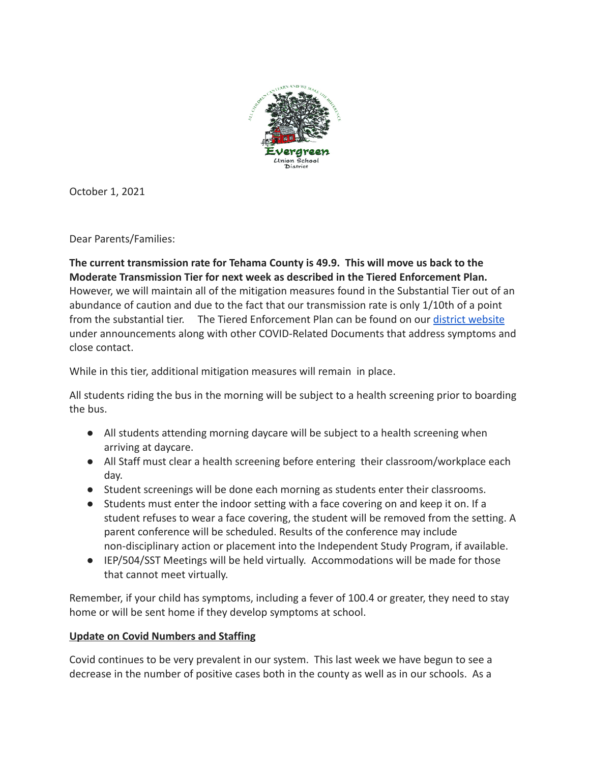October 1, 2021

Dear Parents/Families:

**The current transmission rate for Tehama County is 49.9. This will move us back to the Moderate Transmission Tier for next week as described in the Tiered Enforcement Plan.** However, we will maintain all of the mitigation measures found in the Substantial Tier out of an abundance of caution and due to the fact that our transmission rate is only 1/10th of a point from the substantial tier. The Tiered Enforcement Plan can be found on our district website under announcements along with other COVID-Related Documents that address symptoms and close contact.

While in this tier, additional mitigation measures will remain in place.

All students riding the bus in the morning will be subject to a health screening prior to boarding the bus.

- All students attending morning daycare will be subject to a health screening when arriving at daycare.
- All Staff must clear a health screening before entering their classroom/workplace each day.
- Student screenings will be done each morning as students enter their classrooms.
- Students must enter the indoor setting with a face covering on and keep it on. If a student refuses to wear a face covering, the student will be removed from the setting. A parent conference will be scheduled. Results of the conference may include non-disciplinary action or placement into the Independent Study Program, if available.
- IEP/504/SST Meetings will be held virtually. Accommodations will be made for those that cannot meet virtually.

Remember, if your child has symptoms, including a fever of 100.4 or greater, they need to stay home or will be sent home if they develop symptoms at school.

**Update on Covid Numbers and Staffing**

Covid continues to be very prevalent in our system. This last week we have begun to see a decrease in the number of positive cases both in the county as well as in our schools. As a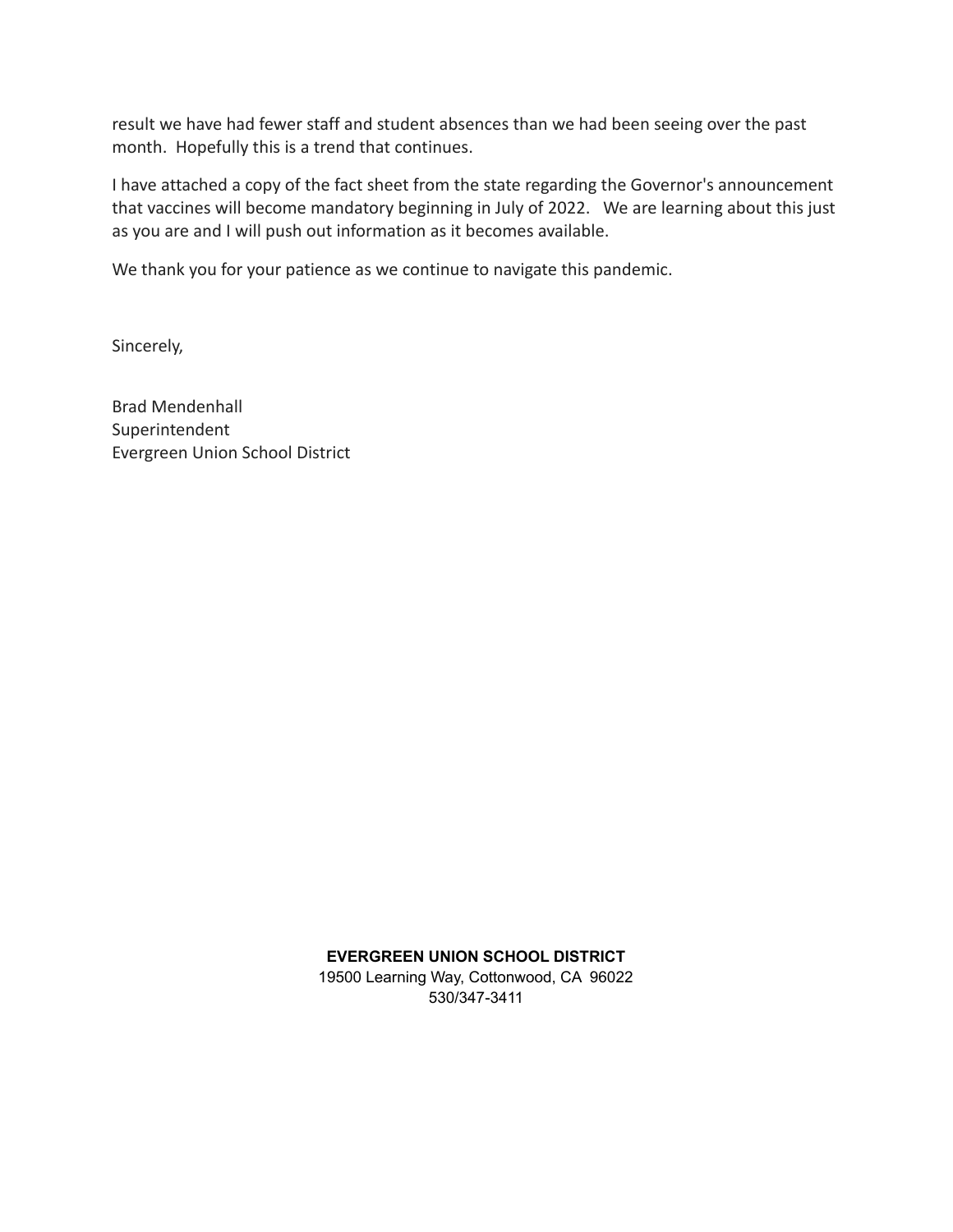result we have had fewer staff and student absences than we had been seeing over the past month. Hopefully this is a trend that continues.

I have attached a copy of the fact sheet from the state regarding the Governor's announcement that vaccines will become mandatory beginning in July of 2022. We are learning about this just as you are and I will push out information as it becomes available.

We thank you for your patience as we continue to navigate this pandemic.

Sincerely,

Brad Mendenhall
Superintendent
Evergreen Union School District

**EVERGREEN UNION SCHOOL DISTRICT**
19500 Learning Way, Cottonwood, CA 96022
530/347-3411